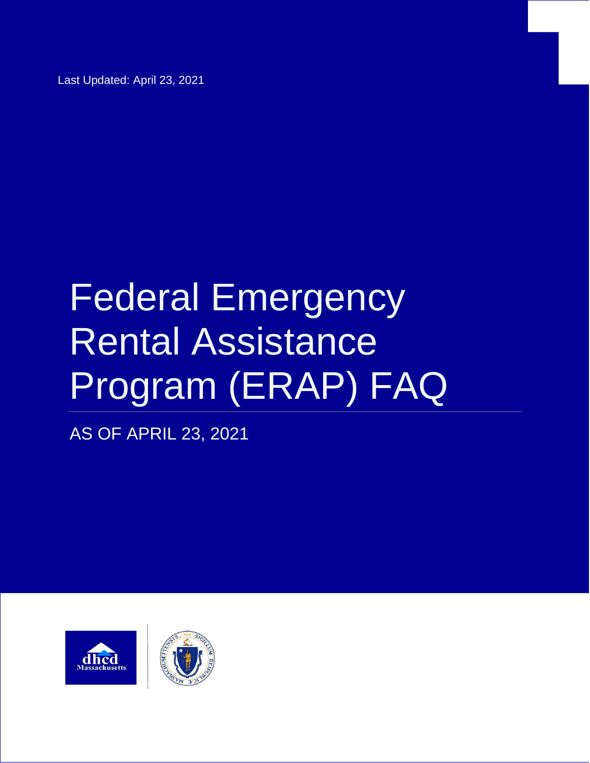Last Updated: April 23, 2021

# Federal Emergency Rental Assistance Program (ERAP) FAQ

AS OF APRIL 23, 2021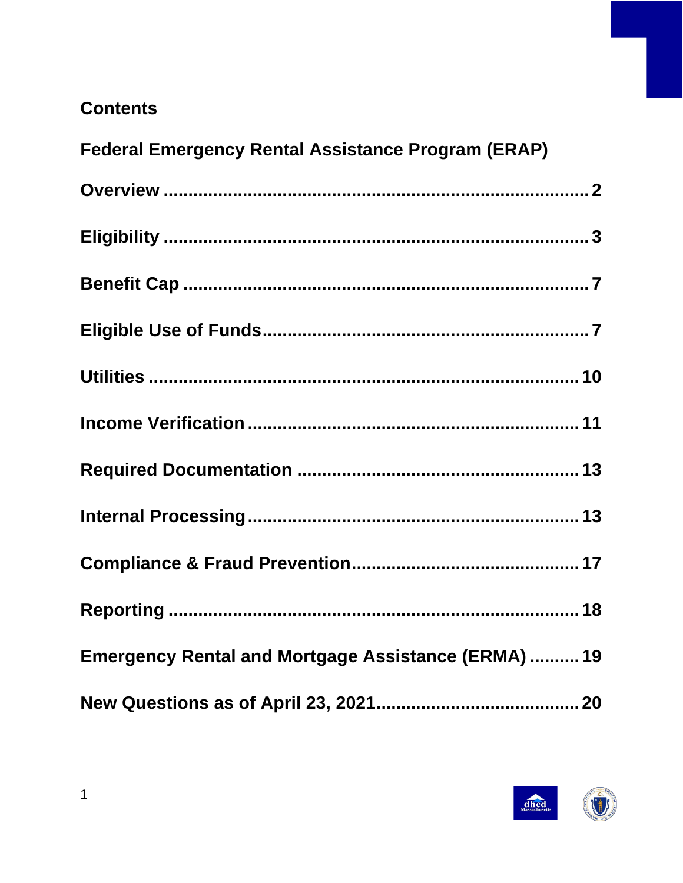## Contents

**Federal Emergency Rental Assistance Program (ERAP)**

**Overview .......................................................................... 2**

**Eligibility .......................................................................... 3**

**Benefit Cap ...................................................................... 7**

**Eligible Use of Funds...................................................... 7**

**Utilities ............................................................................ 10**

**Income Verification ........................................................ 11**

**Required Documentation ............................................... 13**

**Internal Processing......................................................... 13**

**Compliance & Fraud Prevention.................................... 17**

**Reporting ........................................................................ 18**

**Emergency Rental and Mortgage Assistance (ERMA) .......... 19**

**New Questions as of April 23, 2021................................ 20**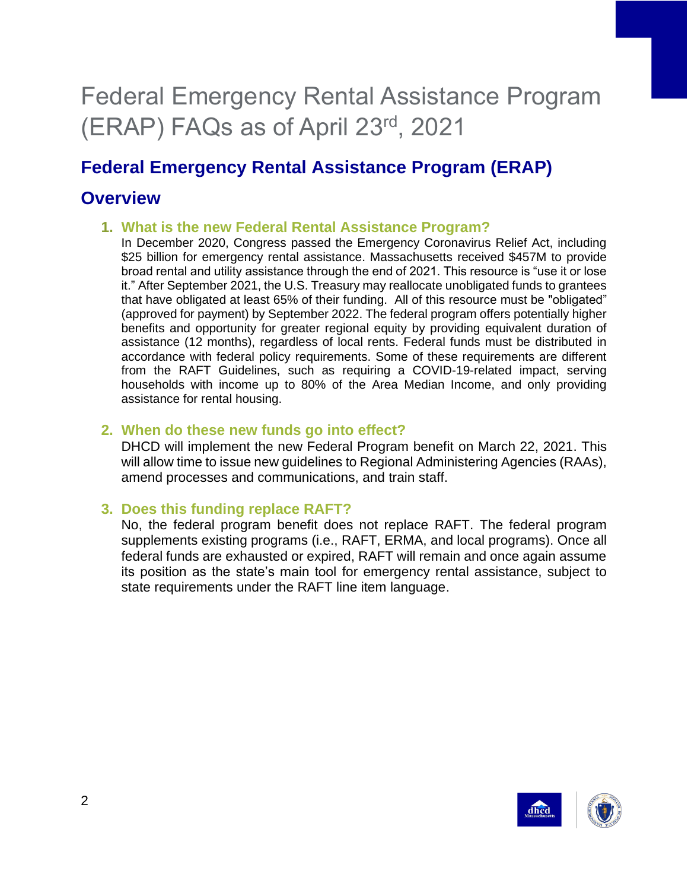# Federal Emergency Rental Assistance Program (ERAP) FAQs as of April 23rd, 2021

## Federal Emergency Rental Assistance Program (ERAP)

## Overview

### 1. What is the new Federal Rental Assistance Program?

In December 2020, Congress passed the Emergency Coronavirus Relief Act, including $25 billion for emergency rental assistance. Massachusetts received $457M to provide broad rental and utility assistance through the end of 2021. This resource is "use it or lose it." After September 2021, the U.S. Treasury may reallocate unobligated funds to grantees that have obligated at least 65% of their funding. All of this resource must be "obligated" (approved for payment) by September 2022. The federal program offers potentially higher benefits and opportunity for greater regional equity by providing equivalent duration of assistance (12 months), regardless of local rents. Federal funds must be distributed in accordance with federal policy requirements. Some of these requirements are different from the RAFT Guidelines, such as requiring a COVID-19-related impact, serving households with income up to 80% of the Area Median Income, and only providing assistance for rental housing.

### 2. When do these new funds go into effect?

DHCD will implement the new Federal Program benefit on March 22, 2021. This will allow time to issue new guidelines to Regional Administering Agencies (RAAs), amend processes and communications, and train staff.

### 3. Does this funding replace RAFT?

No, the federal program benefit does not replace RAFT. The federal program supplements existing programs (i.e., RAFT, ERMA, and local programs). Once all federal funds are exhausted or expired, RAFT will remain and once again assume its position as the state's main tool for emergency rental assistance, subject to state requirements under the RAFT line item language.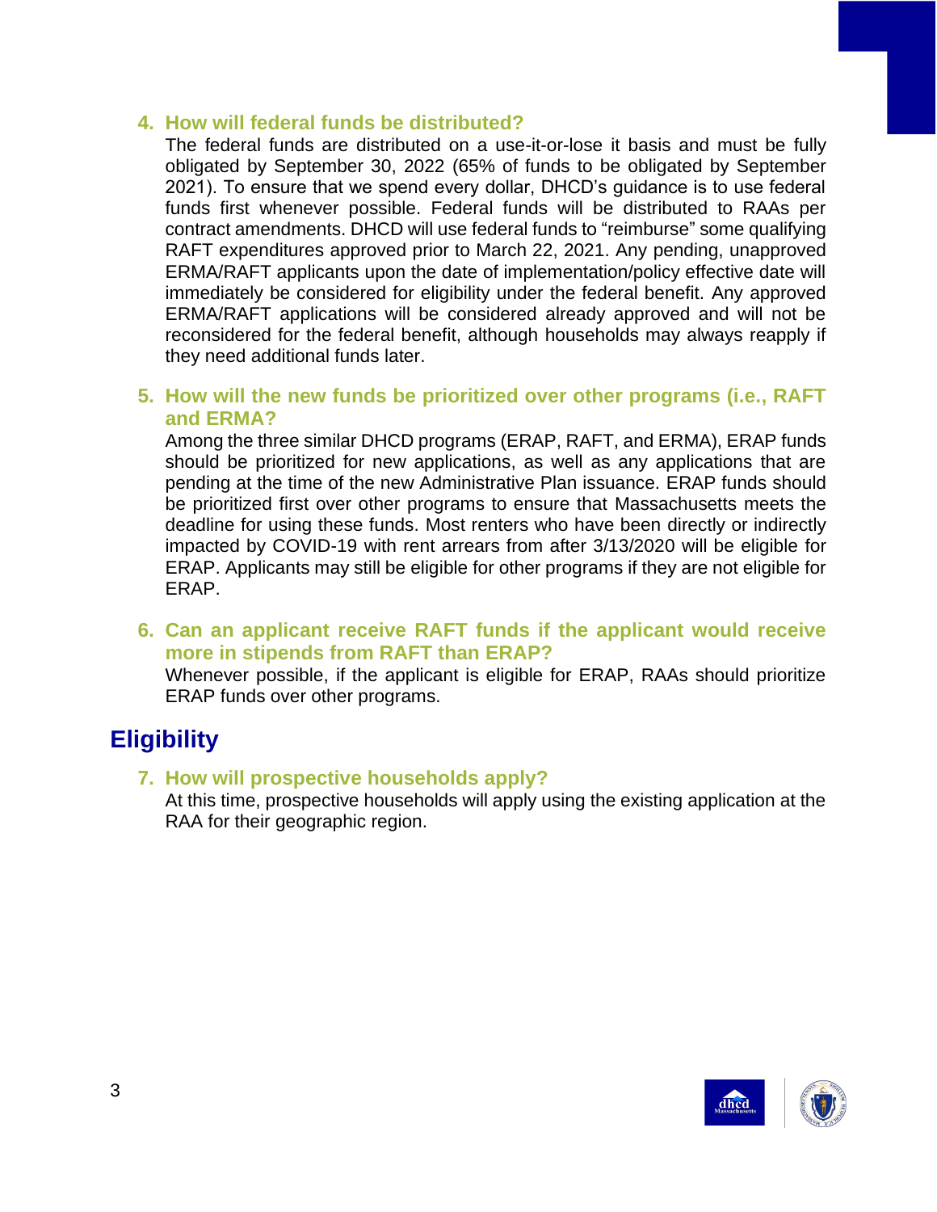4. **How will federal funds be distributed?**
   The federal funds are distributed on a use-it-or-lose it basis and must be fully obligated by September 30, 2022 (65% of funds to be obligated by September 2021). To ensure that we spend every dollar, DHCD's guidance is to use federal funds first whenever possible. Federal funds will be distributed to RAAs per contract amendments. DHCD will use federal funds to "reimburse" some qualifying RAFT expenditures approved prior to March 22, 2021. Any pending, unapproved ERMA/RAFT applicants upon the date of implementation/policy effective date will immediately be considered for eligibility under the federal benefit. Any approved ERMA/RAFT applications will be considered already approved and will not be reconsidered for the federal benefit, although households may always reapply if they need additional funds later.

5. **How will the new funds be prioritized over other programs (i.e., RAFT and ERMA?**
   Among the three similar DHCD programs (ERAP, RAFT, and ERMA), ERAP funds should be prioritized for new applications, as well as any applications that are pending at the time of the new Administrative Plan issuance. ERAP funds should be prioritized first over other programs to ensure that Massachusetts meets the deadline for using these funds. Most renters who have been directly or indirectly impacted by COVID-19 with rent arrears from after 3/13/2020 will be eligible for ERAP. Applicants may still be eligible for other programs if they are not eligible for ERAP.

6. **Can an applicant receive RAFT funds if the applicant would receive more in stipends from RAFT than ERAP?**
   Whenever possible, if the applicant is eligible for ERAP, RAAs should prioritize ERAP funds over other programs.

## Eligibility

7. **How will prospective households apply?**
   At this time, prospective households will apply using the existing application at the RAA for their geographic region.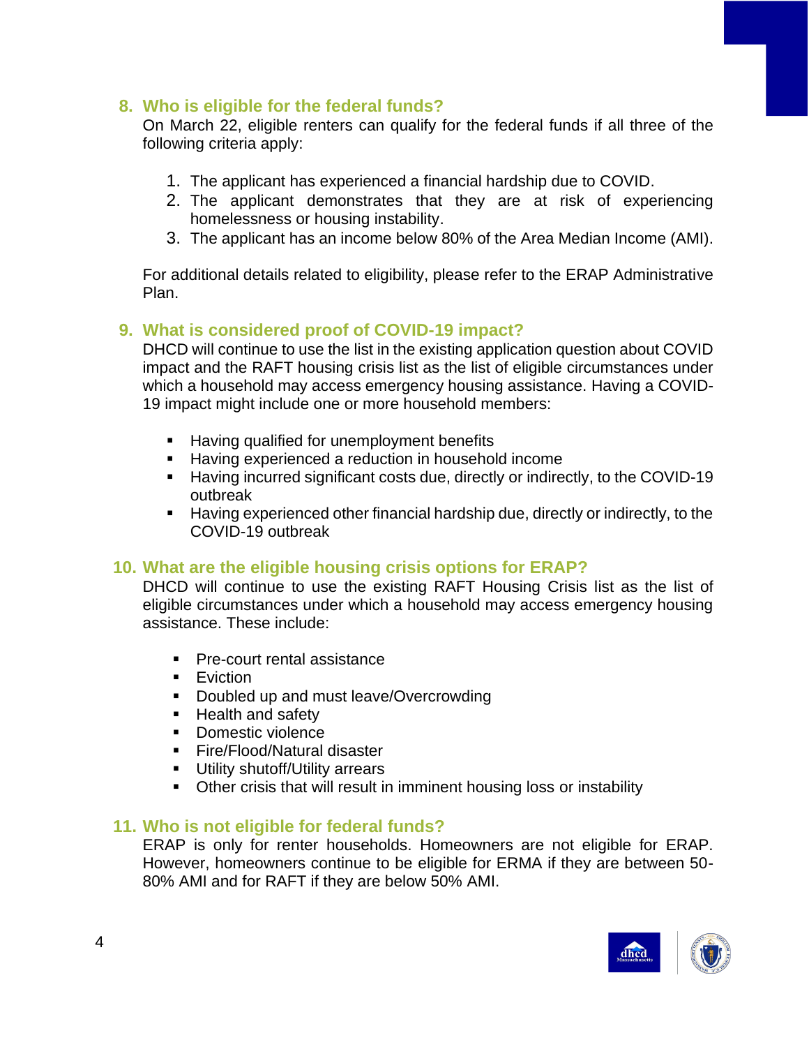### 8. Who is eligible for the federal funds?

On March 22, eligible renters can qualify for the federal funds if all three of the following criteria apply:

1. The applicant has experienced a financial hardship due to COVID.
2. The applicant demonstrates that they are at risk of experiencing homelessness or housing instability.
3. The applicant has an income below 80% of the Area Median Income (AMI).

For additional details related to eligibility, please refer to the ERAP Administrative Plan.

### 9. What is considered proof of COVID-19 impact?

DHCD will continue to use the list in the existing application question about COVID impact and the RAFT housing crisis list as the list of eligible circumstances under which a household may access emergency housing assistance. Having a COVID-19 impact might include one or more household members:

- Having qualified for unemployment benefits
- Having experienced a reduction in household income
- Having incurred significant costs due, directly or indirectly, to the COVID-19 outbreak
- Having experienced other financial hardship due, directly or indirectly, to the COVID-19 outbreak

### 10. What are the eligible housing crisis options for ERAP?

DHCD will continue to use the existing RAFT Housing Crisis list as the list of eligible circumstances under which a household may access emergency housing assistance. These include:

- Pre-court rental assistance
- Eviction
- Doubled up and must leave/Overcrowding
- Health and safety
- Domestic violence
- Fire/Flood/Natural disaster
- Utility shutoff/Utility arrears
- Other crisis that will result in imminent housing loss or instability

### 11. Who is not eligible for federal funds?

ERAP is only for renter households. Homeowners are not eligible for ERAP. However, homeowners continue to be eligible for ERMA if they between 50-80% AMI and for RAFT if they are below 50% AMI.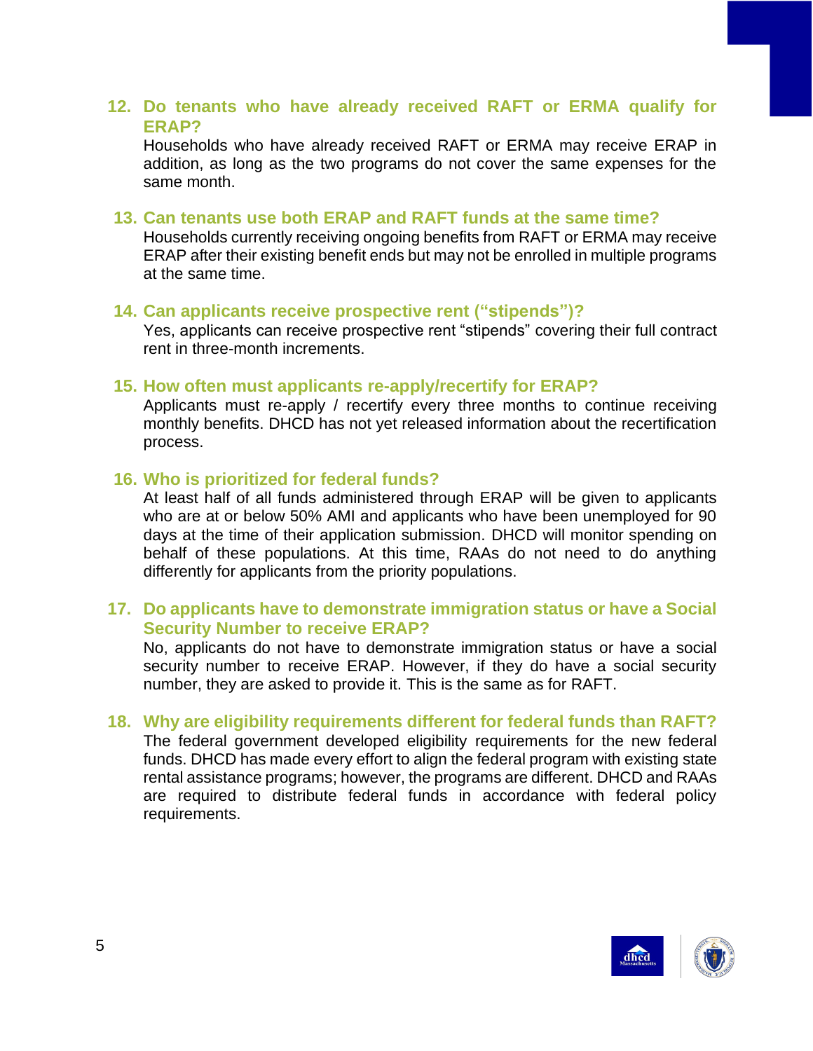12. **Do tenants who have already received RAFT or ERMA qualify for ERAP?**

    Households who have already received RAFT or ERMA may receive ERAP in addition, as long as the two programs do not cover the same expenses for the same month.

13. **Can tenants use both ERAP and RAFT funds at the same time?**

    Households currently receiving ongoing benefits from RAFT or ERMA may receive ERAP after their existing benefit ends but may not be enrolled in multiple programs at the same time.

14. **Can applicants receive prospective rent ("stipends")?**

    Yes, applicants can receive prospective rent "stipends" covering their full contract rent in three-month increments.

15. **How often must applicants re-apply/recertify for ERAP?**

    Applicants must re-apply / recertify every three months to continue receiving monthly benefits. DHCD has not yet released information about the recertification process.

16. **Who is prioritized for federal funds?**

    At least half of all funds administered through ERAP will be given to applicants who are at or below 50% AMI and applicants who have been unemployed for 90 days at the time of their application submission. DHCD will monitor spending on behalf of these populations. At this time, RAAs do not need to do anything differently for applicants from the priority populations.

17. **Do applicants have to demonstrate immigration status or have a Social Security Number to receive ERAP?**

    No, applicants do not have to demonstrate immigration status or have a social security number to receive ERAP. However, if they do have a social security number, they are asked to provide it. This is the same as for RAFT.

18. **Why are eligibility requirements different for federal funds than RAFT?**

    The federal government developed eligibility requirements for the new federal funds. DHCD has made every effort to align the federal program with existing state rental assistance programs; however, the programs are different. DHCD and RAAs are required to distribute federal funds in accordance with federal policy requirements.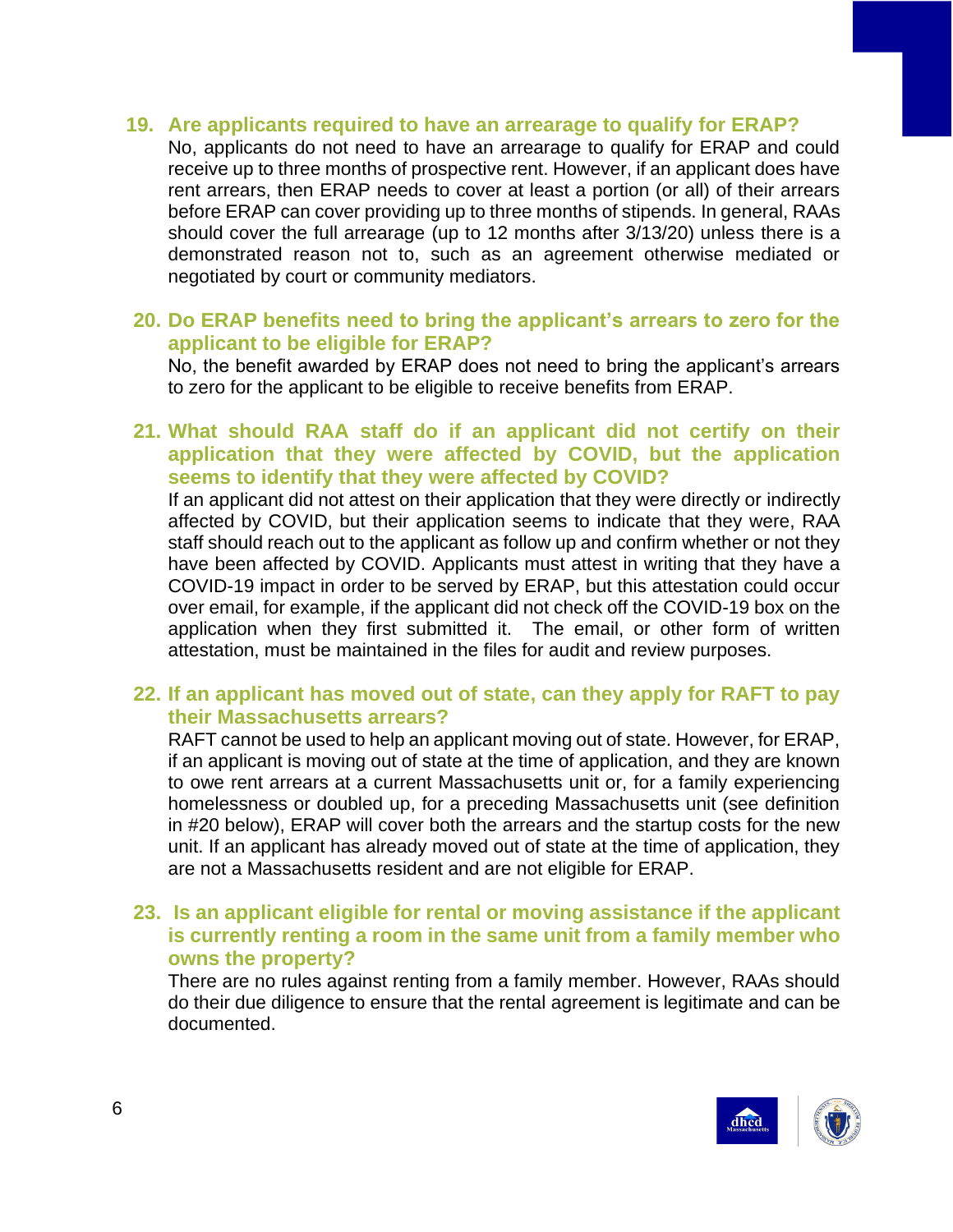19. **Are applicants required to have an arrearage to qualify for ERAP?**

    No, applicants do not need to have an arrearage to qualify for ERAP and could receive up to three months of prospective rent. However, if an applicant does have rent arrears, then ERAP needs to cover at least a portion (or all) of their arrears before ERAP can cover providing up to three months of stipends. In general, RAAs should cover the full arrearage (up to 12 months after 3/13/20) unless there is a demonstrated reason not to, such as an agreement otherwise mediated or negotiated by court or community mediators.

20. **Do ERAP benefits need to bring the applicant's arrears to zero for the applicant to be eligible for ERAP?**

    No, the benefit awarded by ERAP does not need to bring the applicant's arrears to zero for the applicant to be eligible to receive benefits from ERAP.

21. **What should RAA staff do if an applicant did not certify on their application that they were affected by COVID, but the application seems to identify that they were affected by COVID?**

    If an applicant did not attest on their application that they were directly or indirectly affected by COVID, but their application seems to indicate that they were, RAA staff should reach out to the applicant as follow up and confirm whether or not they have been affected by COVID. Applicants must attest in writing that they have a COVID-19 impact in order to be served by ERAP, but this attestation could occur over email, for example, if the applicant did not check off the COVID-19 box on the application when they first submitted it. The email, or other form of written attestation, must be maintained in the files for audit and review purposes.

22. **If an applicant has moved out of state, can they apply for RAFT to pay their Massachusetts arrears?**

    RAFT cannot be used to help an applicant moving out of state. However, for ERAP, if an applicant is moving out of state at the time of application, and they are known to owe rent arrears at a current Massachusetts unit or, for a family experiencing homelessness or doubled up, for a preceding Massachusetts unit (see definition in #20 below), ERAP will cover both the arrears and the startup costs for the new unit. If an applicant has already moved out of state at the time of application, they are not a Massachusetts resident and are not eligible for ERAP.

23. **Is an applicant eligible for rental or moving assistance if the applicant is currently renting a room in the same unit from a family member who owns the property?**

    There are no rules against renting from a family member. However, RAAs should do their due diligence to ensure that the rental agreement is legitimate and can be documented.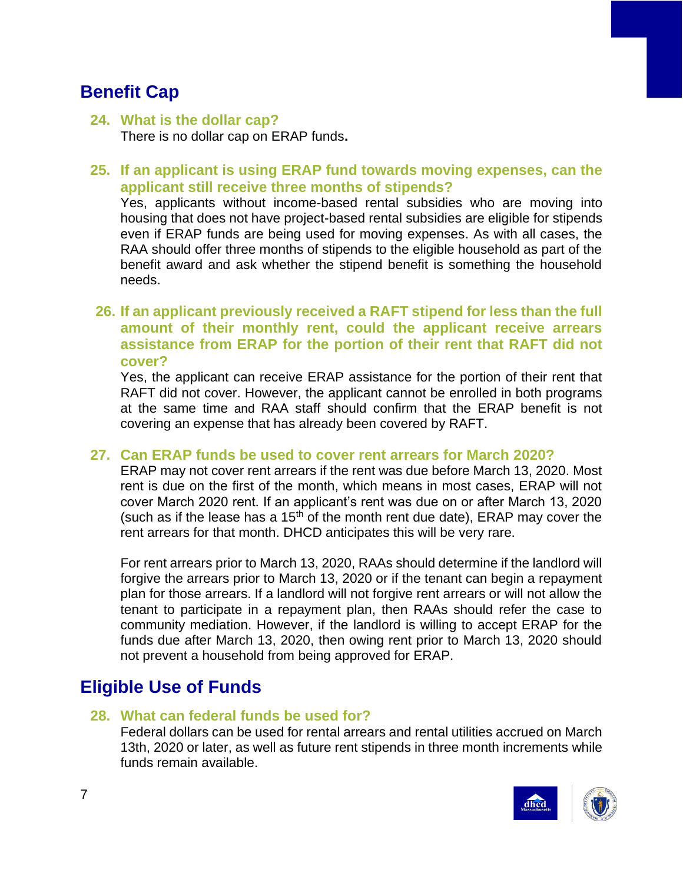## Benefit Cap

### 24. What is the dollar cap?

There is no dollar cap on ERAP funds**.**

### 25. If an applicant is using ERAP fund towards moving expenses, can the applicant still receive three months of stipends?

Yes, applicants without income-based rental subsidies who are moving into housing that does not have project-based rental subsidies are eligible for stipends even if ERAP funds are being used for moving expenses. As with all cases, the RAA should offer three months of stipends to the eligible household as part of the benefit award and ask whether the stipend benefit is something the household needs.

### 26. If an applicant previously received a RAFT stipend for less than the full amount of their monthly rent, could the applicant receive arrears assistance from ERAP for the portion of their rent that RAFT did not cover?

Yes, the applicant can receive ERAP assistance for the portion of their rent that RAFT did not cover. However, the applicant cannot be enrolled in both programs at the same time and RAA staff should confirm that the ERAP benefit is not covering an expense that has already been covered by RAFT.

### 27. Can ERAP funds be used to cover rent arrears for March 2020?

ERAP may not cover rent arrears if the rent was due before March 13, 2020. Most rent is due on the first of the month, which means in most cases, ERAP will not cover March 2020 rent. If an applicant's rent was due on or after March 13, 2020 (such as if the lease has a 15th of the month rent due date), ERAP may cover the rent arrears for that month. DHCD anticipates this will be very rare.

For rent arrears prior to March 13, 2020, RAAs should determine if the landlord will forgive the arrears prior to March 13, 2020 or if the tenant can begin a repayment plan for those arrears. If a landlord will not forgive rent arrears or will not allow the tenant to participate in a repayment plan, then RAAs should refer the case to community mediation. However, if the landlord is willing to accept ERAP for the funds due after March 13, 2020, then owing rent prior to March 13, 2020 should not prevent a household from being approved for ERAP.

## Eligible Use of Funds

### 28. What can federal funds be used for?

Federal dollars can be used for rental arrears and rental utilities accrued on March 13th, 2020 or later, as well as future rent stipends in three month increments while funds remain available.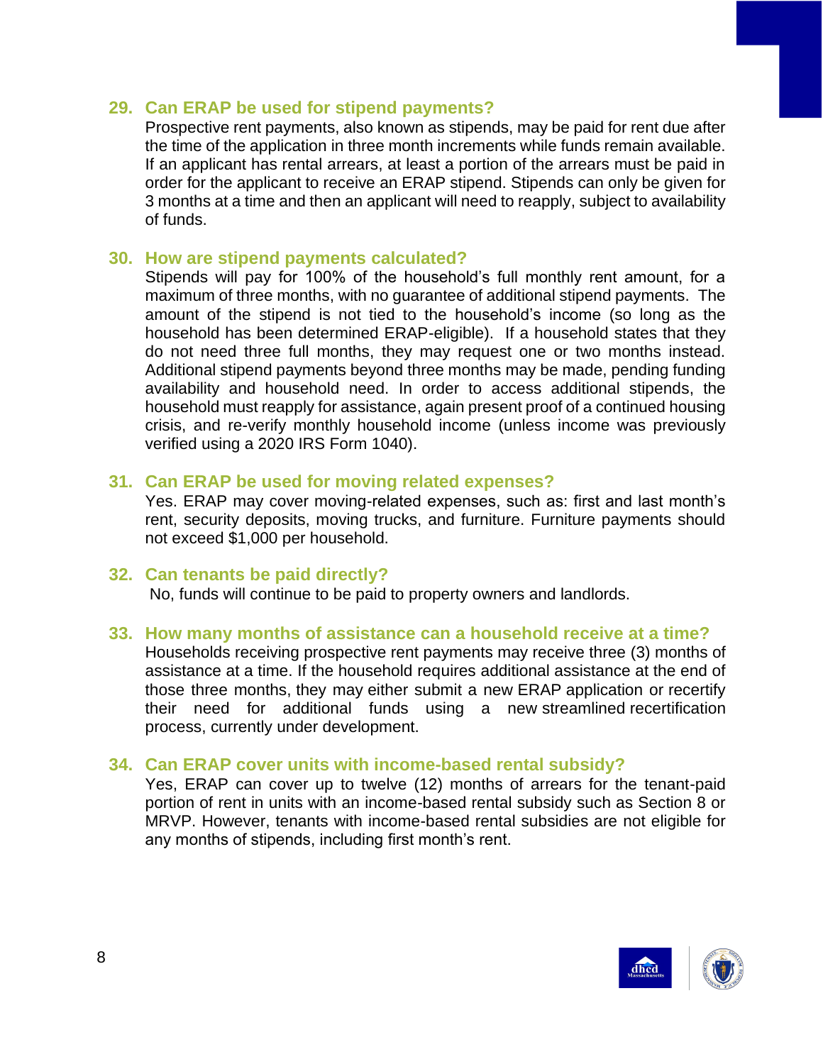### 29. Can ERAP be used for stipend payments?

Prospective rent payments, also known as stipends, may be paid for rent due after the time of the application in three month increments while funds remain available. If an applicant has rental arrears, at least a portion of the arrears must be paid in order for the applicant to receive an ERAP stipend. Stipends can only be given for 3 months at a time and then an applicant will need to reapply, subject to availability of funds.

### 30. How are stipend payments calculated?

Stipends will pay for 100% of the household's full monthly rent amount, for a maximum of three months, with no guarantee of additional stipend payments. The amount of the stipend is not tied to the household's income (so long as the household has been determined ERAP-eligible). If a household states that they do not need three full months, they may request one or two months instead. Additional stipend payments beyond three months may be made, pending funding availability and household need. In order to access additional stipends, the household must reapply for assistance, again present proof of a continued housing crisis, and re-verify monthly household income (unless income was previously verified using a 2020 IRS Form 1040).

### 31. Can ERAP be used for moving related expenses?

Yes. ERAP may cover moving-related expenses, such as: first and last month's rent, security deposits, moving trucks, and furniture. Furniture payments should not exceed $1,000 per household.

### 32. Can tenants be paid directly?

No, funds will continue to be paid to property owners and landlords.

### 33. How many months of assistance can a household receive at a time?

Households receiving prospective rent payments may receive three (3) months of assistance at a time. If the household requires additional assistance at the end of those three months, they may either submit a new ERAP application or recertify their need for additional funds using a new streamlined recertification process, currently under development.

### 34. Can ERAP cover units with income-based rental subsidy?

Yes, ERAP can cover up to twelve (12) months of arrears for the tenant-paid portion of rent in units with an income-based rental subsidy such as Section 8 or MRVP. However, tenants with income-based rental subsidies are not eligible for any months of stipends, including first month's rent.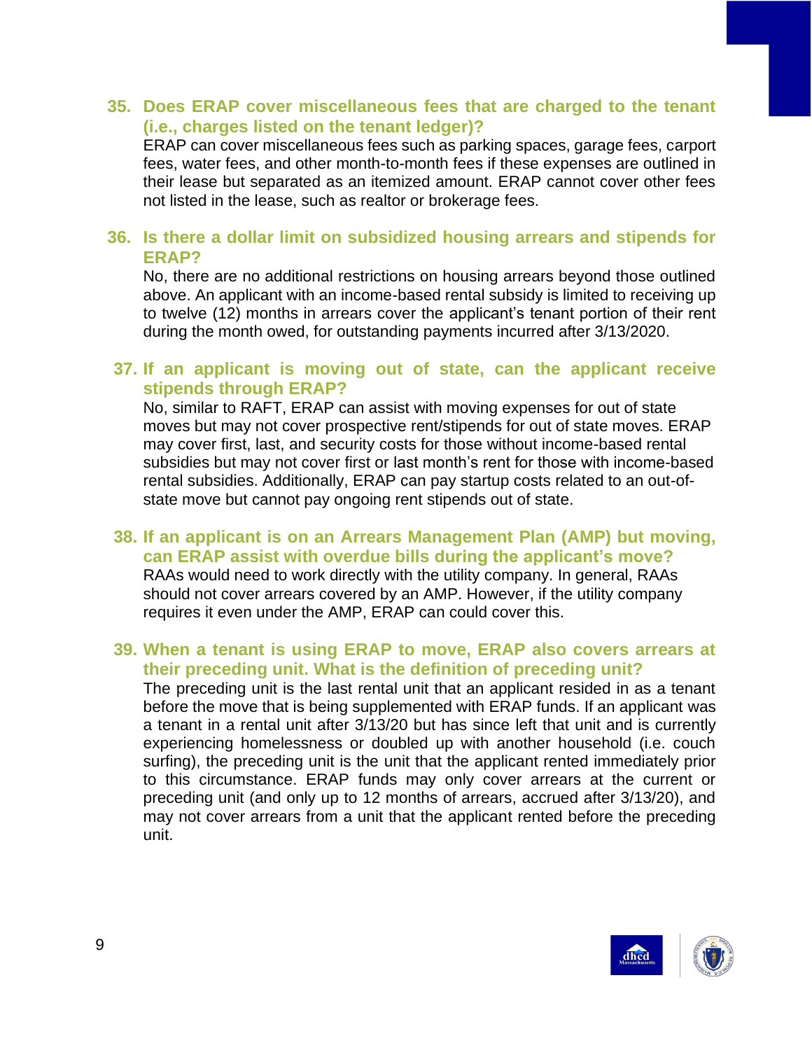35. **Does ERAP cover miscellaneous fees that are charged to the tenant (i.e., charges listed on the tenant ledger)?**
    ERAP can cover miscellaneous fees such as parking spaces, garage fees, carport fees, water fees, and other month-to-month fees if these expenses are outlined in their lease but separated as an itemized amount. ERAP cannot cover other fees not listed in the lease, such as realtor or brokerage fees.

36. **Is there a dollar limit on subsidized housing arrears and stipends for ERAP?**
    No, there are no additional restrictions on housing arrears beyond those outlined above. An applicant with an income-based rental subsidy is limited to receiving up to twelve (12) months in arrears cover the applicant's tenant portion of their rent during the month owed, for outstanding payments incurred after 3/13/2020.

37. **If an applicant is moving out of state, can the applicant receive stipends through ERAP?**
    No, similar to RAFT, ERAP can assist with moving expenses for out of state moves but may not cover prospective rent/stipends for out of state moves. ERAP may cover first, last, and security costs for those without income-based rental subsidies but may not cover first or last month's rent for those with income-based rental subsidies. Additionally, ERAP can pay startup costs related to an out-of-state move but cannot pay ongoing rent stipends out of state.

38. **If an applicant is on an Arrears Management Plan (AMP) but moving, can ERAP assist with overdue bills during the applicant's move?**
    RAAs would need to work directly with the utility company. In general, RAAs should not cover arrears covered by an AMP. However, if the utility company requires it even under the AMP, ERAP can could cover this.

39. **When a tenant is using ERAP to move, ERAP also covers arrears at their preceding unit. What is the definition of preceding unit?**
    The preceding unit is the last rental unit that an applicant resided in as a tenant before the move that is being supplemented with ERAP funds. If an applicant was a tenant in a rental unit after 3/13/20 but has since left that unit and is currently experiencing homelessness or doubled up with another household (i.e. couch surfing), the preceding unit is the unit that the applicant rented immediately prior to this circumstance. ERAP funds may only cover arrears at the current or preceding unit (and only up to 12 months of arrears, accrued after 3/13/20), and may not cover arrears from a unit that the applicant rented before the preceding unit.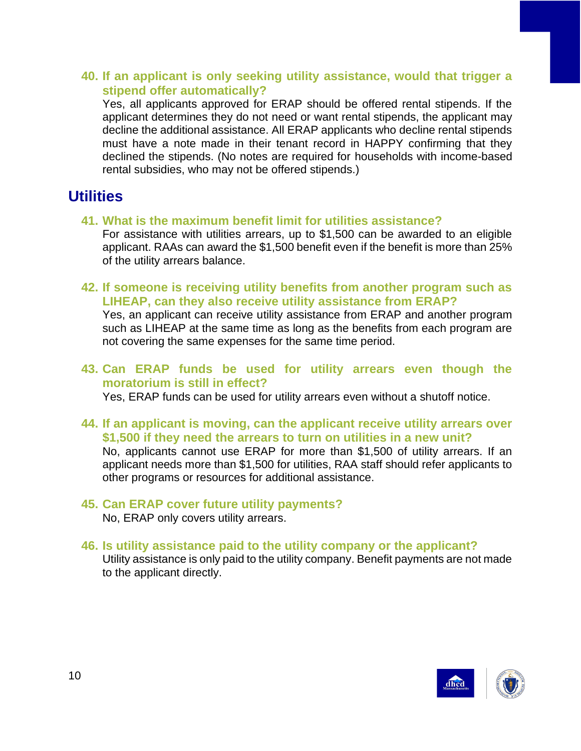**40. If an applicant is only seeking utility assistance, would that trigger a stipend offer automatically?**

Yes, all applicants approved for ERAP should be offered rental stipends. If the applicant determines they do not need or want rental stipends, the applicant may decline the additional assistance. All ERAP applicants who decline rental stipends must have a note made in their tenant record in HAPPY confirming that they declined the stipends. (No notes are required for households with income-based rental subsidies, who may not be offered stipends.)

## Utilities

**41. What is the maximum benefit limit for utilities assistance?**

For assistance with utilities arrears, up to $1,500 can be awarded to an eligible applicant. RAAs can award the $1,500 benefit even if the benefit is more than 25% of the utility arrears balance.

**42. If someone is receiving utility benefits from another program such as LIHEAP, can they also receive utility assistance from ERAP?**

Yes, an applicant can receive utility assistance from ERAP and another program such as LIHEAP at the same time as long as the benefits from each program are not covering the same expenses for the same time period.

**43. Can ERAP funds be used for utility arrears even though the moratorium is still in effect?**

Yes, ERAP funds can be used for utility arrears even without a shutoff notice.

**44. If an applicant is moving, can the applicant receive utility arrears over $1,500 if they need the arrears to turn on utilities in a new unit?**

No, applicants cannot use ERAP for more than $1,500 of utility arrears. If an applicant needs more than $1,500 for utilities, RAA staff should refer applicants to other programs or resources for additional assistance.

**45. Can ERAP cover future utility payments?**

No, ERAP only covers utility arrears.

**46. Is utility assistance paid to the utility company or the applicant?**

Utility assistance is only paid to the utility company. Benefit payments are not made to the applicant directly.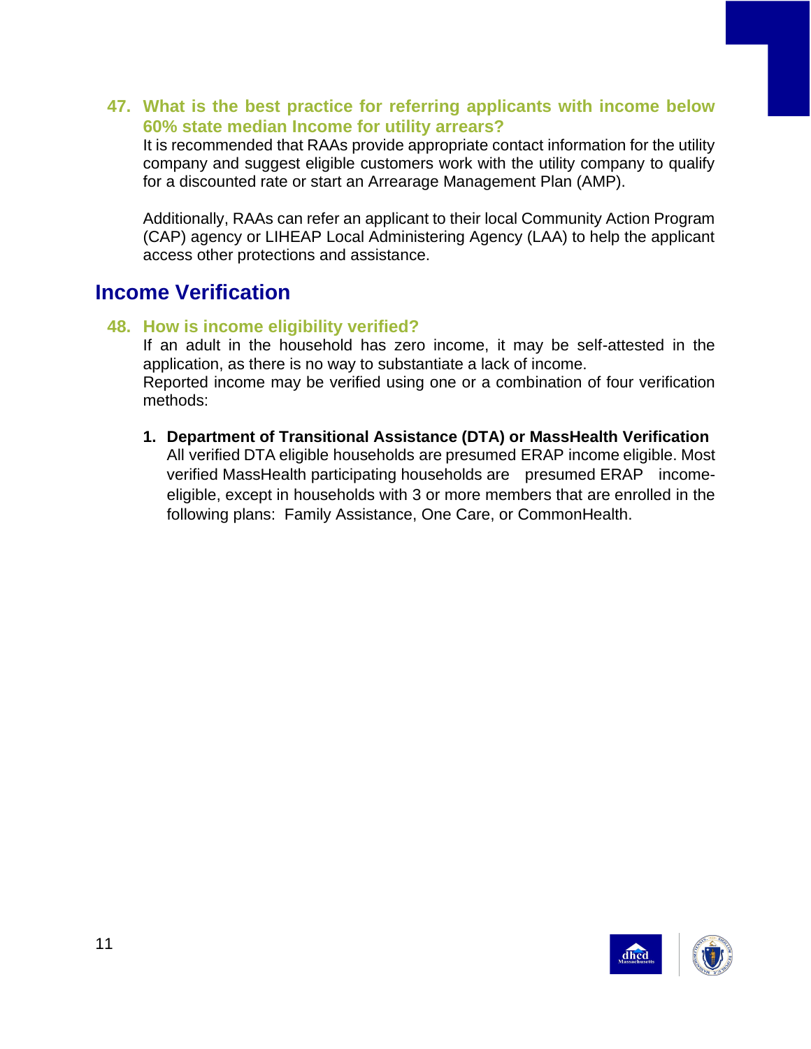### 47. What is the best practice for referring applicants with income below 60% state median Income for utility arrears?

It is recommended that RAAs provide appropriate contact information for the utility company and suggest eligible customers work with the utility company to qualify for a discounted rate or start an Arrearage Management Plan (AMP).

Additionally, RAAs can refer an applicant to their local Community Action Program (CAP) agency or LIHEAP Local Administering Agency (LAA) to help the applicant access other protections and assistance.

## Income Verification

### 48. How is income eligibility verified?

If an adult in the household has zero income, it may be self-attested in the application, as there is no way to substantiate a lack of income.
Reported income may be verified using one or a combination of four verification methods:

1. **Department of Transitional Assistance (DTA) or MassHealth Verification**
   All verified DTA eligible households are presumed ERAP income eligible. Most verified MassHealth participating households are presumed ERAP income-eligible, except in households with 3 or more members that are enrolled in the following plans: Family Assistance, One Care, or CommonHealth.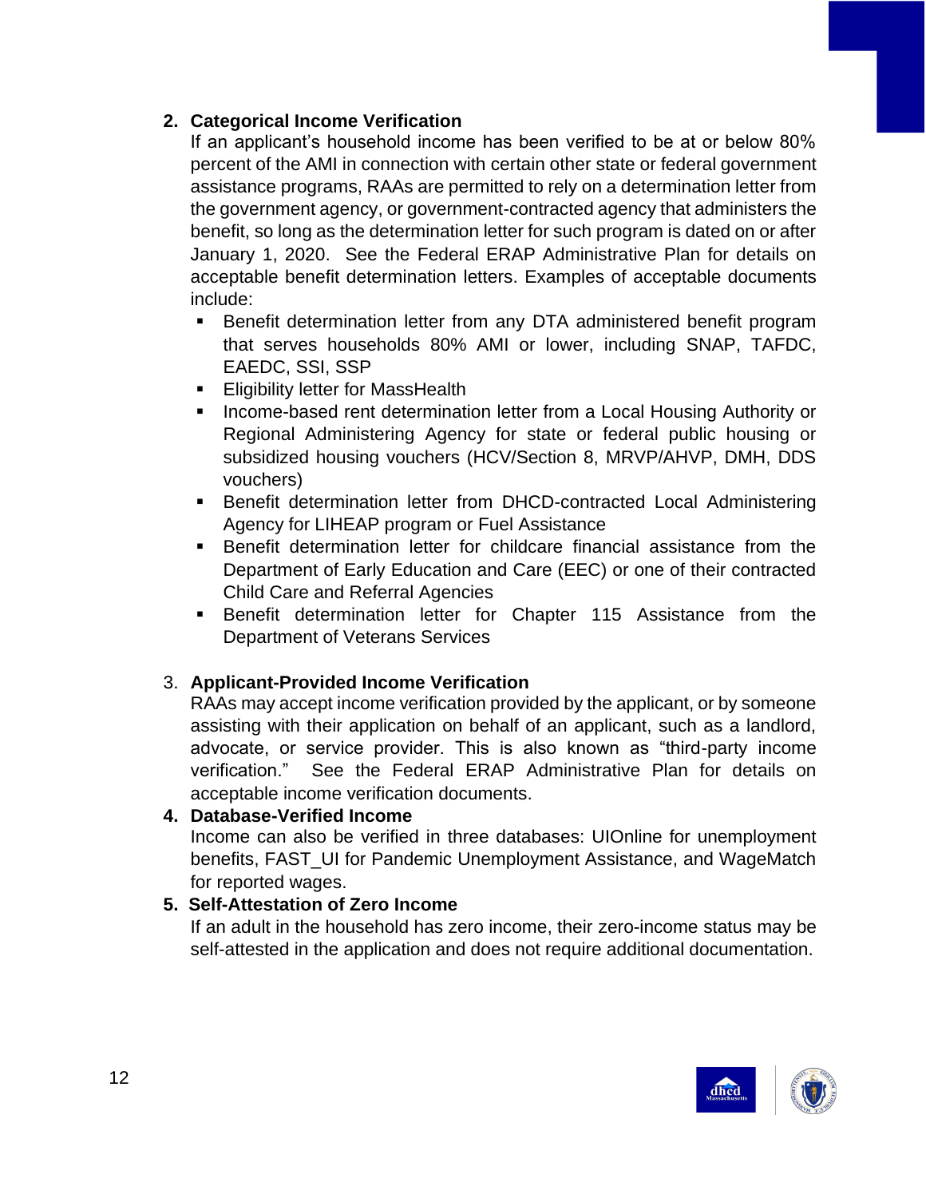2. **Categorical Income Verification**

   If an applicant's household income has been verified to be at or below 80% percent of the AMI in connection with certain other state or federal government assistance programs, RAAs are permitted to rely on a determination letter from the government agency, or government-contracted agency that administers the benefit, so long as the determination letter for such program is dated on or after January 1, 2020. See the Federal ERAP Administrative Plan for details on acceptable benefit determination letters. Examples of acceptable documents include:

   - Benefit determination letter from any DTA administered benefit program that serves households 80% AMI or lower, including SNAP, TAFDC, EAEDC, SSI, SSP
   - Eligibility letter for MassHealth
   - Income-based rent determination letter from a Local Housing Authority or Regional Administering Agency for state or federal public housing or subsidized housing vouchers (HCV/Section 8, MRVP/AHVP, DMH, DDS vouchers)
   - Benefit determination letter from DHCD-contracted Local Administering Agency for LIHEAP program or Fuel Assistance
   - Benefit determination letter for childcare financial assistance from the Department of Early Education and Care (EEC) or one of their contracted Child Care and Referral Agencies
   - Benefit determination letter for Chapter 115 Assistance from the Department of Veterans Services

3. **Applicant-Provided Income Verification**

   RAAs may accept income verification provided by the applicant, or by someone assisting with their application on behalf of an applicant, such as a landlord, advocate, or service provider. This is also known as "third-party income verification." See the Federal ERAP Administrative Plan for details on acceptable income verification documents.

4. **Database-Verified Income**

   Income can also be verified in three databases: UIOnline for unemployment benefits, FAST_UI for Pandemic Unemployment Assistance, and WageMatch for reported wages.

5. **Self-Attestation of Zero Income**

   If an adult in the household has zero income, their zero-income status may be self-attested in the application and does not require additional documentation.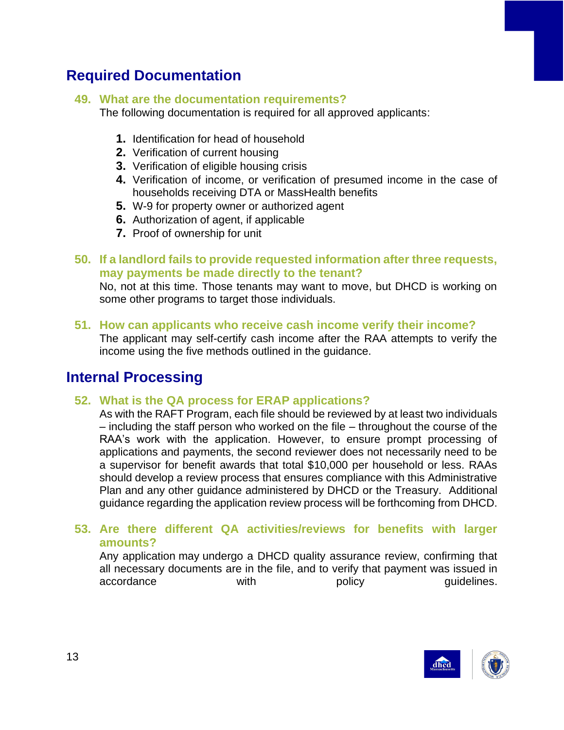## Required Documentation

### 49. What are the documentation requirements?

The following documentation is required for all approved applicants:

1. Identification for head of household
2. Verification of current housing
3. Verification of eligible housing crisis
4. Verification of income, or verification of presumed income in the case of households receiving DTA or MassHealth benefits
5. W-9 for property owner or authorized agent
6. Authorization of agent, if applicable
7. Proof of ownership for unit

### 50. If a landlord fails to provide requested information after three requests, may payments be made directly to the tenant?

No, not at this time. Those tenants may want to move, but DHCD is working on some other programs to target those individuals.

### 51. How can applicants who receive cash income verify their income?

The applicant may self-certify cash income after the RAA attempts to verify the income using the five methods outlined in the guidance.

## Internal Processing

### 52. What is the QA process for ERAP applications?

As with the RAFT Program, each file should be reviewed by at least two individuals – including the staff person who worked on the file – throughout the course of the RAA's work with the application. However, to ensure prompt processing of applications and payments, the second reviewer does not necessarily need to be a supervisor for benefit awards that total $10,000 per household or less. RAAs should develop a review process that ensures compliance with this Administrative Plan and any other guidance administered by DHCD or the Treasury. Additional guidance regarding the application review process will be forthcoming from DHCD.

### 53. Are there different QA activities/reviews for benefits with larger amounts?

Any application may undergo a DHCD quality assurance review, confirming that all necessary documents are in the file, and to verify that payment was issued in accordance with policy guidelines.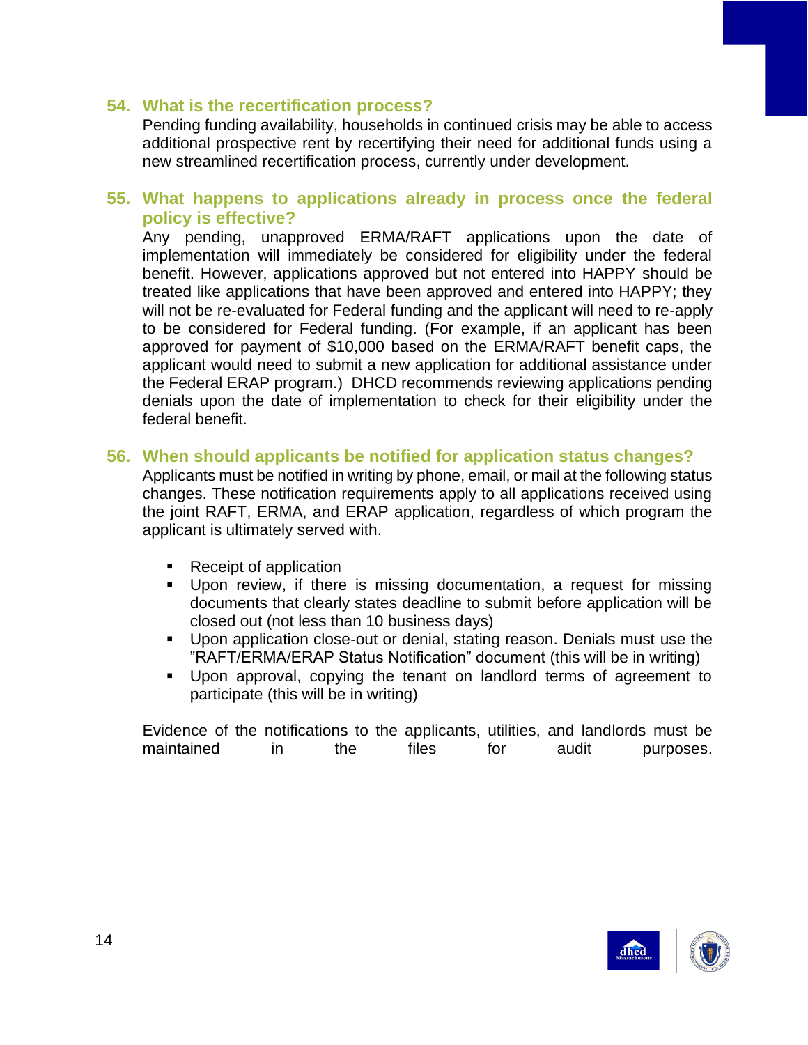### 54. What is the recertification process?

Pending funding availability, households in continued crisis may be able to access additional prospective rent by recertifying their need for additional funds using a new streamlined recertification process, currently under development.

### 55. What happens to applications already in process once the federal policy is effective?

Any pending, unapproved ERMA/RAFT applications upon the date of implementation will immediately be considered for eligibility under the federal benefit. However, applications approved but not entered into HAPPY should be treated like applications that have been approved and entered into HAPPY; they will not be re-evaluated for Federal funding and the applicant will need to re-apply to be considered for Federal funding. (For example, if an applicant has been approved for payment of $10,000 based on the ERMA/RAFT benefit caps, the applicant would need to submit a new application for additional assistance under the Federal ERAP program.) DHCD recommends reviewing applications pending denials upon the date of implementation to check for their eligibility under the federal benefit.

### 56. When should applicants be notified for application status changes?

Applicants must be notified in writing by phone, email, or mail at the following status changes. These notification requirements apply to all applications received using the joint RAFT, ERMA, and ERAP application, regardless of which program the applicant is ultimately served with.

- Receipt of application
- Upon review, if there is missing documentation, a request for missing documents that clearly states deadline to submit before application will be closed out (not less than 10 business days)
- Upon application close-out or denial, stating reason. Denials must use the "RAFT/ERMA/ERAP Status Notification" document (this will be in writing)
- Upon approval, copying the tenant on landlord terms of agreement to participate (this will be in writing)

Evidence of the notifications to the applicants, utilities, and landlords must be maintained in the files for audit purposes.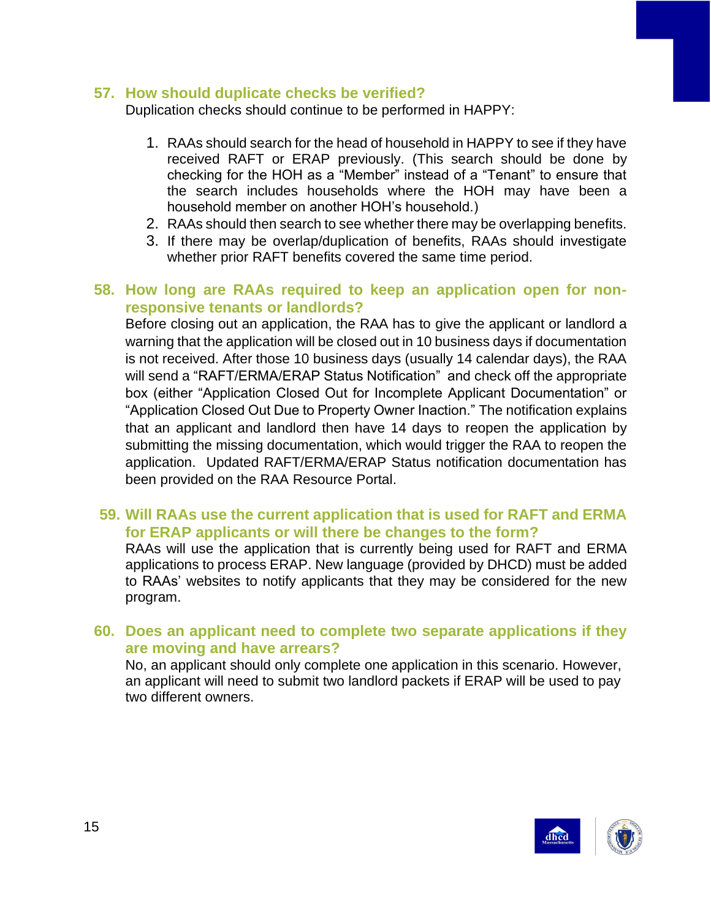### 57. How should duplicate checks be verified?

Duplication checks should continue to be performed in HAPPY:

1. RAAs should search for the head of household in HAPPY to see if they have received RAFT or ERAP previously. (This search should be done by checking for the HOH as a "Member" instead of a "Tenant" to ensure that the search includes households where the HOH may have been a household member on another HOH's household.)
2. RAAs should then search to see whether there may be overlapping benefits.
3. If there may be overlap/duplication of benefits, RAAs should investigate whether prior RAFT benefits covered the same time period.

### 58. How long are RAAs required to keep an application open for non-responsive tenants or landlords?

Before closing out an application, the RAA has to give the applicant or landlord a warning that the application will be closed out in 10 business days if documentation is not received. After those 10 business days (usually 14 calendar days), the RAA will send a "RAFT/ERMA/ERAP Status Notification" and check off the appropriate box (either "Application Closed Out for Incomplete Applicant Documentation" or "Application Closed Out Due to Property Owner Inaction." The notification explains that an applicant and landlord then have 14 days to reopen the application by submitting the missing documentation, which would trigger the RAA to reopen the application. Updated RAFT/ERMA/ERAP Status notification documentation has been provided on the RAA Resource Portal.

### 59. Will RAAs use the current application that is used for RAFT and ERMA for ERAP applicants or will there be changes to the form?

RAAs will use the application that is currently being used for RAFT and ERMA applications to process ERAP. New language (provided by DHCD) must be added to RAAs' websites to notify applicants that they may be considered for the new program.

### 60. Does an applicant need to complete two separate applications if they are moving and have arrears?

No, an applicant should only complete one application in this scenario. However, an applicant will need to submit two landlord packets if ERAP will be used to pay two different owners.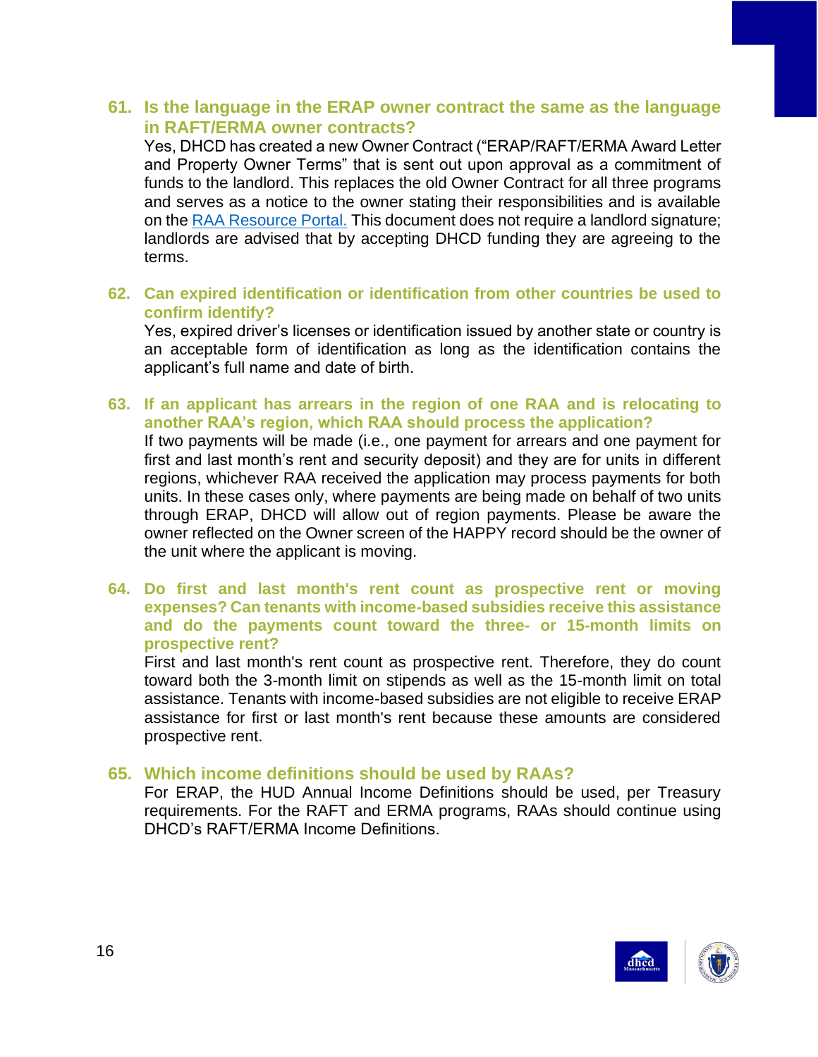### 61. Is the language in the ERAP owner contract the same as the language in RAFT/ERMA owner contracts?

Yes, DHCD has created a new Owner Contract ("ERAP/RAFT/ERMA Award Letter and Property Owner Terms" that is sent out upon approval as a commitment of funds to the landlord. This replaces the old Owner Contract for all three programs and serves as a notice to the owner stating their responsibilities and is available on the RAA Resource Portal. This document does not require a landlord signature; landlords are advised that by accepting DHCD funding they are agreeing to the terms.

### 62. Can expired identification or identification from other countries be used to confirm identify?

Yes, expired driver's licenses or identification issued by another state or country is an acceptable form of identification as long as the identification contains the applicant's full name and date of birth.

### 63. If an applicant has arrears in the region of one RAA and is relocating to another RAA's region, which RAA should process the application?

If two payments will be made (i.e., one payment for arrears and one payment for first and last month's rent and security deposit) and they are for units in different regions, whichever RAA received the application may process payments for both units. In these cases only, where payments are being made on behalf of two units through ERAP, DHCD will allow out of region payments. Please be aware the owner reflected on the Owner screen of the HAPPY record should be the owner of the unit where the applicant is moving.

### 64. Do first and last month's rent count as prospective rent or moving expenses? Can tenants with income-based subsidies receive this assistance and do the payments count toward the three- or 15-month limits on prospective rent?

First and last month's rent count as prospective rent. Therefore, they do count toward both the 3-month limit on stipends as well as the 15-month limit on total assistance. Tenants with income-based subsidies are not eligible to receive ERAP assistance for first or last month's rent because these amounts are considered prospective rent.

### 65. Which income definitions should be used by RAAs?

For ERAP, the HUD Annual Income Definitions should be used, per Treasury requirements. For the RAFT and ERMA programs, RAAs should continue using DHCD's RAFT/ERMA Income Definitions.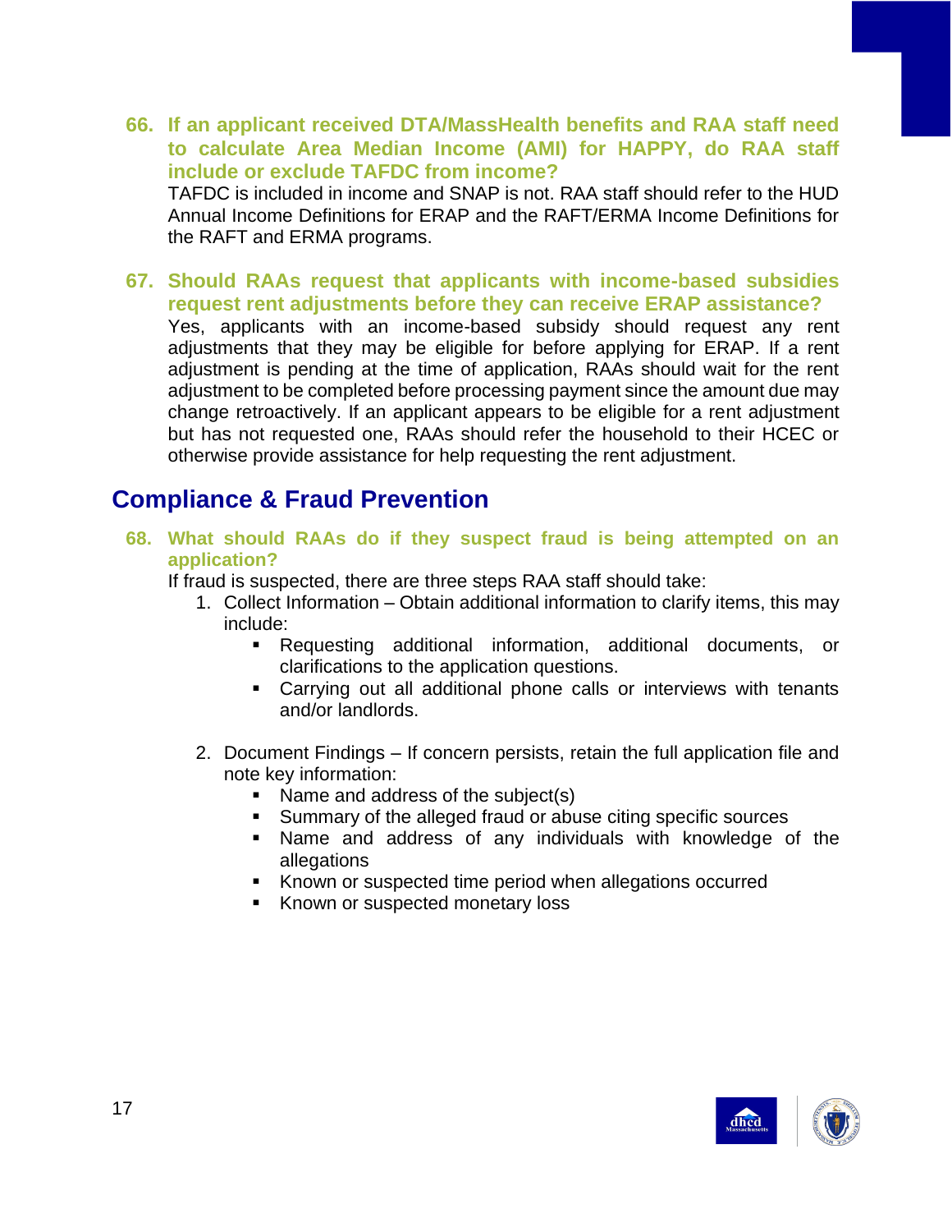**66. If an applicant received DTA/MassHealth benefits and RAA staff need to calculate Area Median Income (AMI) for HAPPY, do RAA staff include or exclude TAFDC from income?**

TAFDC is included in income and SNAP is not. RAA staff should refer to the HUD Annual Income Definitions for ERAP and the RAFT/ERMA Income Definitions for the RAFT and ERMA programs.

**67. Should RAAs request that applicants with income-based subsidies request rent adjustments before they can receive ERAP assistance?**

Yes, applicants with an income-based subsidy should request any rent adjustments that they may be eligible for before applying for ERAP. If a rent adjustment is pending at the time of application, RAAs should wait for the rent adjustment to be completed before processing payment since the amount due may change retroactively. If an applicant appears to be eligible for a rent adjustment but has not requested one, RAAs should refer the household to their HCEC or otherwise provide assistance for help requesting the rent adjustment.

## Compliance & Fraud Prevention

**68. What should RAAs do if they suspect fraud is being attempted on an application?**

If fraud is suspected, there are three steps RAA staff should take:

1. Collect Information – Obtain additional information to clarify items, this may include:
   - Requesting additional information, additional documents, or clarifications to the application questions.
   - Carrying out all additional phone calls or interviews with tenants and/or landlords.

2. Document Findings – If concern persists, retain the full application file and note key information:
   - Name and address of the subject(s)
   - Summary of the alleged fraud or abuse citing specific sources
   - Name and address of any individuals with knowledge of the allegations
   - Known or suspected time period when allegations occurred
   - Known or suspected monetary loss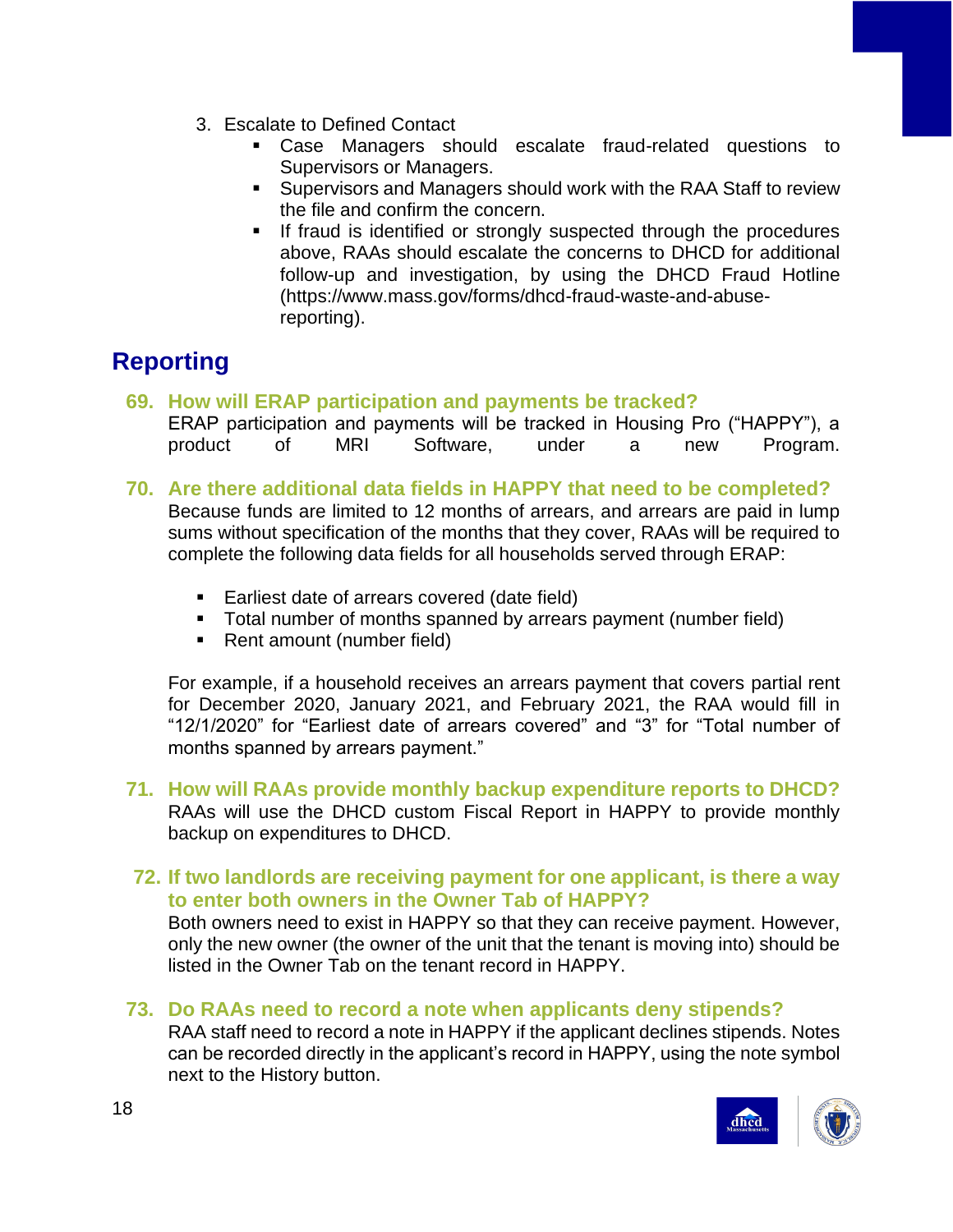3. Escalate to Defined Contact
    - Case Managers should escalate fraud-related questions to Supervisors or Managers.
    - Supervisors and Managers should work with the RAA Staff to review the file and confirm the concern.
    - If fraud is identified or strongly suspected through the procedures above, RAAs should escalate the concerns to DHCD for additional follow-up and investigation, by using the DHCD Fraud Hotline (https://www.mass.gov/forms/dhcd-fraud-waste-and-abuse-reporting).

## Reporting

### 69. How will ERAP participation and payments be tracked?

ERAP participation and payments will be tracked in Housing Pro ("HAPPY"), a product of MRI Software, under a new Program.

### 70. Are there additional data fields in HAPPY that need to be completed?

Because funds are limited to 12 months of arrears, and arrears are paid in lump sums without specification of the months that they cover, RAAs will be required to complete the following data fields for all households served through ERAP:

- Earliest date of arrears covered (date field)
- Total number of months spanned by arrears payment (number field)
- Rent amount (number field)

For example, if a household receives an arrears payment that covers partial rent for December 2020, January 2021, and February 2021, the RAA would fill in "12/1/2020" for "Earliest date of arrears covered" and "3" for "Total number of months spanned by arrears payment."

### 71. How will RAAs provide monthly backup expenditure reports to DHCD?

RAAs will use the DHCD custom Fiscal Report in HAPPY to provide monthly backup on expenditures to DHCD.

### 72. If two landlords are receiving payment for one applicant, is there a way to enter both owners in the Owner Tab of HAPPY?

Both owners need to exist in HAPPY so that they can receive payment. However, only the new owner (the owner of the unit that the tenant is moving into) should be listed in the Owner Tab on the tenant record in HAPPY.

### 73. Do RAAs need to record a note when applicants deny stipends?

RAA staff need to record a note in HAPPY if the applicant declines stipends. Notes can be recorded directly in the applicant's record in HAPPY, using the note symbol next to the History button.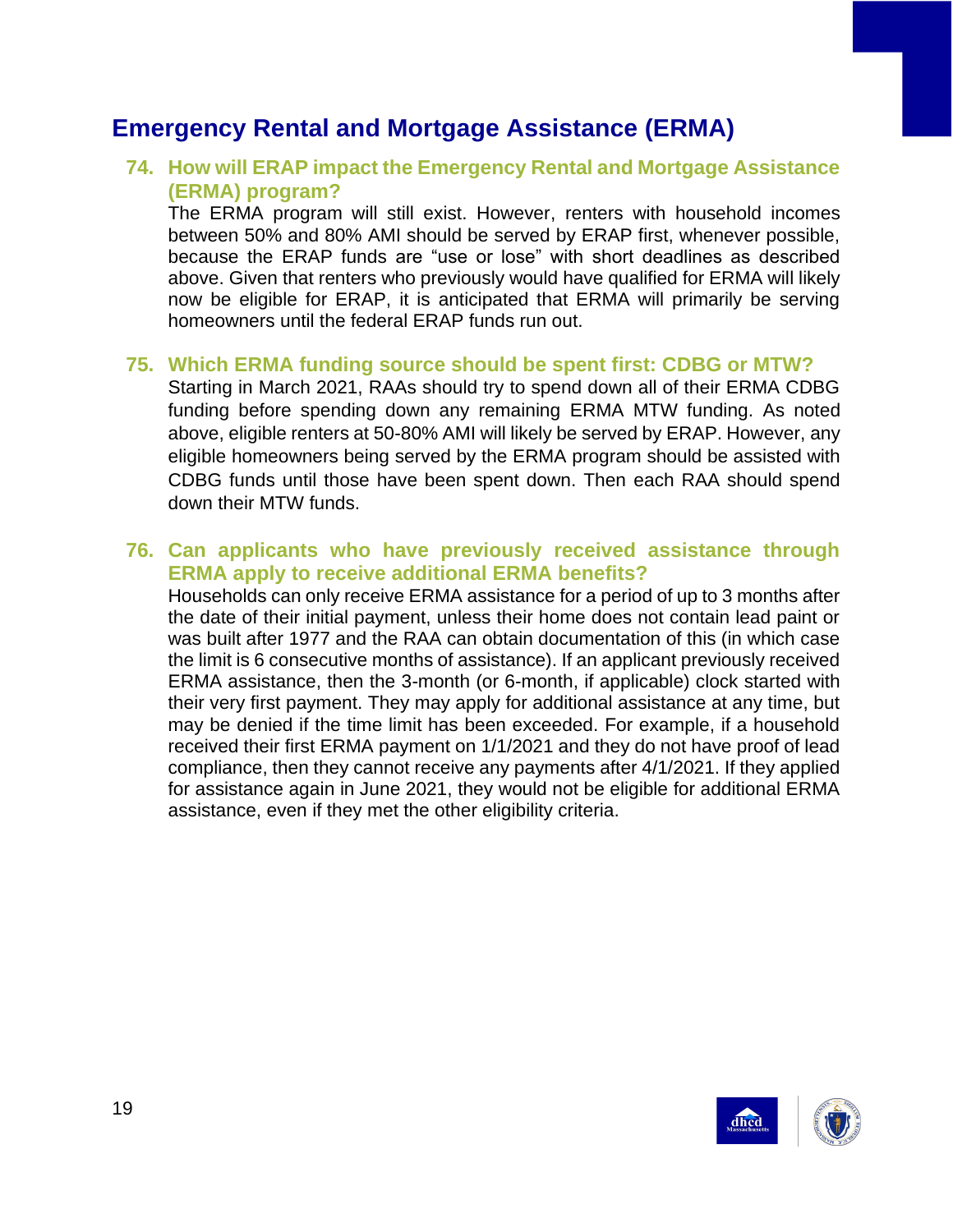## Emergency Rental and Mortgage Assistance (ERMA)

### 74. How will ERAP impact the Emergency Rental and Mortgage Assistance (ERMA) program?

The ERMA program will still exist. However, renters with household incomes between 50% and 80% AMI should be served by ERAP first, whenever possible, because the ERAP funds are "use or lose" with short deadlines as described above. Given that renters who previously would have qualified for ERMA will likely now be eligible for ERAP, it is anticipated that ERMA will primarily be serving homeowners until the federal ERAP funds run out.

### 75. Which ERMA funding source should be spent first: CDBG or MTW?

Starting in March 2021, RAAs should try to spend down all of their ERMA CDBG funding before spending down any remaining ERMA MTW funding. As noted above, eligible renters at 50-80% AMI will likely be served by ERAP. However, any eligible homeowners being served by the ERMA program should be assisted with CDBG funds until those have been spent down. Then each RAA should spend down their MTW funds.

### 76. Can applicants who have previously received assistance through ERMA apply to receive additional ERMA benefits?

Households can only receive ERMA assistance for a period of up to 3 months after the date of their initial payment, unless their home does not contain lead paint or was built after 1977 and the RAA can obtain documentation of this (in which case the limit is 6 consecutive months of assistance). If an applicant previously received ERMA assistance, then the 3-month (or 6-month, if applicable) clock started with their very first payment. They may apply for additional assistance at any time, but may be denied if the time limit has been exceeded. For example, if a household received their first ERMA payment on 1/1/2021 and they do not have proof of lead compliance, then they cannot receive any payments after 4/1/2021. If they applied for assistance again in June 2021, they would not be eligible for additional ERMA assistance, even if they met the other eligibility criteria.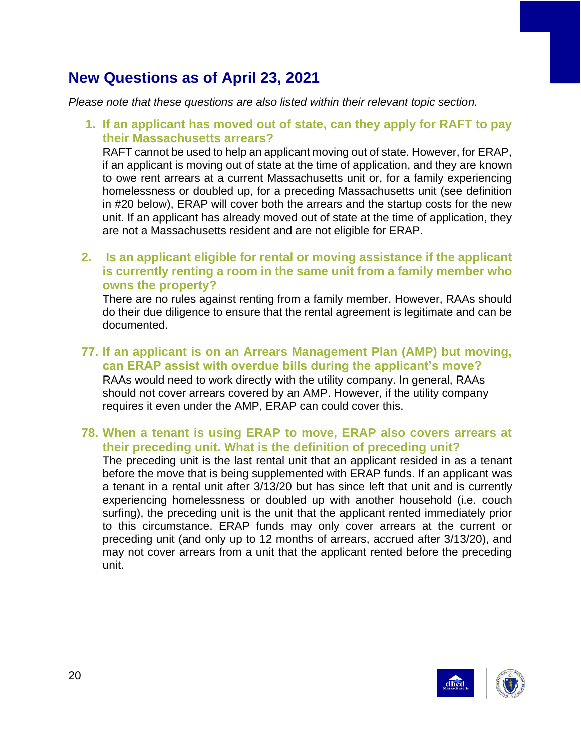## New Questions as of April 23, 2021

*Please note that these questions are also listed within their relevant topic section.*

1. **If an applicant has moved out of state, can they apply for RAFT to pay their Massachusetts arrears?**
   RAFT cannot be used to help an applicant moving out of state. However, for ERAP, if an applicant is moving out of state at the time of application, and they are known to owe rent arrears at a current Massachusetts unit or, for a family experiencing homelessness or doubled up, for a preceding Massachusetts unit (see definition in #20 below), ERAP will cover both the arrears and the startup costs for the new unit. If an applicant has already moved out of state at the time of application, they are not a Massachusetts resident and are not eligible for ERAP.

2. **Is an applicant eligible for rental or moving assistance if the applicant is currently renting a room in the same unit from a family member who owns the property?**
   There are no rules against renting from a family member. However, RAAs should do their due diligence to ensure that the rental agreement is legitimate and can be documented.

77. **If an applicant is on an Arrears Management Plan (AMP) but moving, can ERAP assist with overdue bills during the applicant's move?**
    RAAs would need to work directly with the utility company. In general, RAAs should not cover arrears covered by an AMP. However, if the utility company requires it even under the AMP, ERAP can could cover this.

78. **When a tenant is using ERAP to move, ERAP also covers arrears at their preceding unit. What is the definition of preceding unit?**
    The preceding unit is the last rental unit that an applicant resided in as a tenant before the move that is being supplemented with ERAP funds. If an applicant was a tenant in a rental unit after 3/13/20 but has since left that unit and is currently experiencing homelessness or doubled up with another household (i.e. couch surfing), the preceding unit is the unit that the applicant rented immediately prior to this circumstance. ERAP funds may only cover arrears at the current or preceding unit (and only up to 12 months of arrears, accrued after 3/13/20), and may not cover arrears from a unit that the applicant rented before the preceding unit.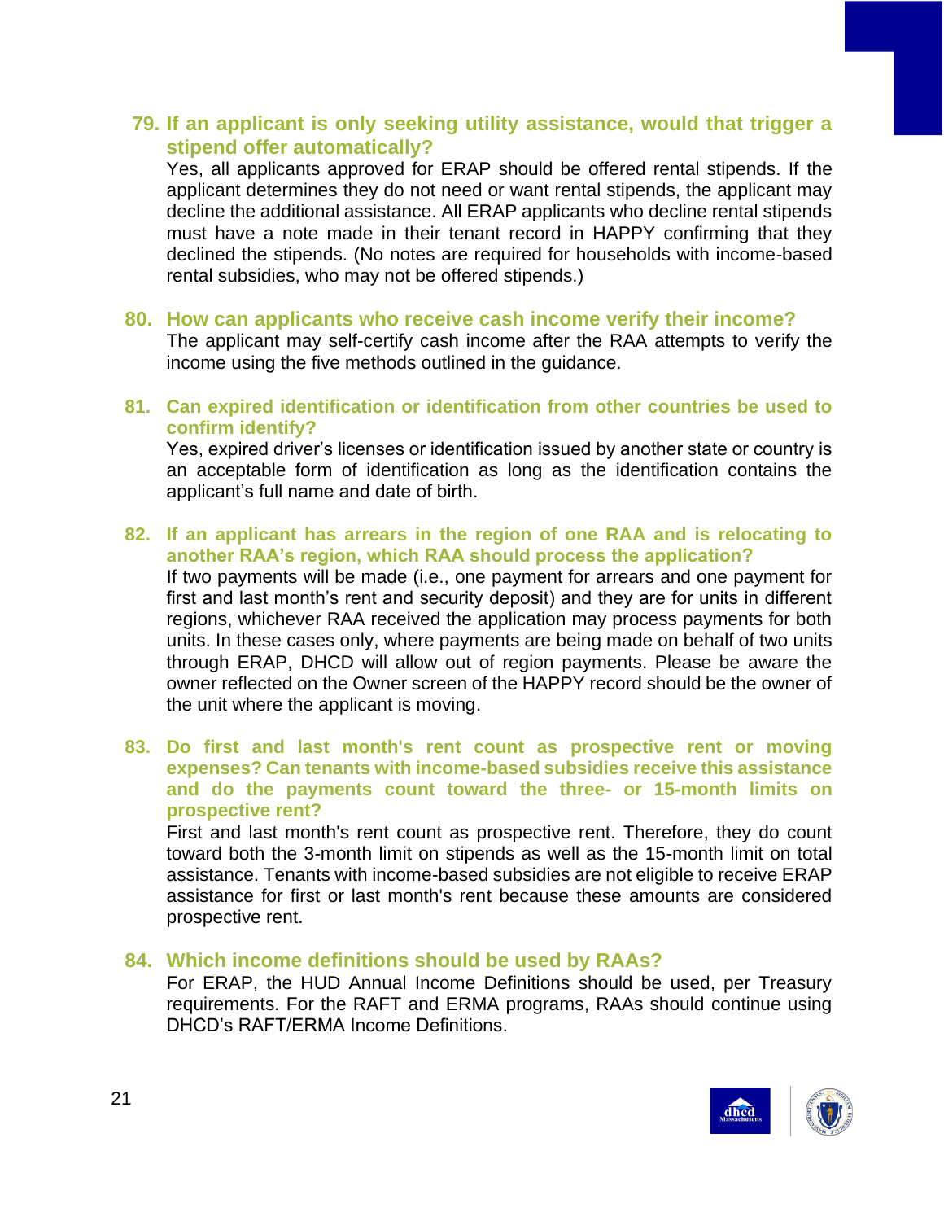### 79. If an applicant is only seeking utility assistance, would that trigger a stipend offer automatically?

Yes, all applicants approved for ERAP should be offered rental stipends. If the applicant determines they do not need or want rental stipends, the applicant may decline the additional assistance. All ERAP applicants who decline rental stipends must have a note made in their tenant record in HAPPY confirming that they declined the stipends. (No notes are required for households with income-based rental subsidies, who may not be offered stipends.)

### 80. How can applicants who receive cash income verify their income?

The applicant may self-certify cash income after the RAA attempts to verify the income using the five methods outlined in the guidance.

### 81. Can expired identification or identification from other countries be used to confirm identify?

Yes, expired driver's licenses or identification issued by another state or country is an acceptable form of identification as long as the identification contains the applicant's full name and date of birth.

### 82. If an applicant has arrears in the region of one RAA and is relocating to another RAA's region, which RAA should process the application?

If two payments will be made (i.e., one payment for arrears and one payment for first and last month's rent and security deposit) and they are for units in different regions, whichever RAA received the application may process payments for both units. In these cases only, where payments are being made on behalf of two units through ERAP, DHCD will allow out of region payments. Please be aware the owner reflected on the Owner screen of the HAPPY record should be the owner of the unit where the applicant is moving.

### 83. Do first and last month's rent count as prospective rent or moving expenses? Can tenants with income-based subsidies receive this assistance and do the payments count toward the three- or 15-month limits on prospective rent?

First and last month's rent count as prospective rent. Therefore, they do count toward both the 3-month limit on stipends as well as the 15-month limit on total assistance. Tenants with income-based subsidies are not eligible to receive ERAP assistance for first or last month's rent because these amounts are considered prospective rent.

### 84. Which income definitions should be used by RAAs?

For ERAP, the HUD Annual Income Definitions should be used, per Treasury requirements. For the RAFT and ERMA programs, RAAs should continue using DHCD's RAFT/ERMA Income Definitions.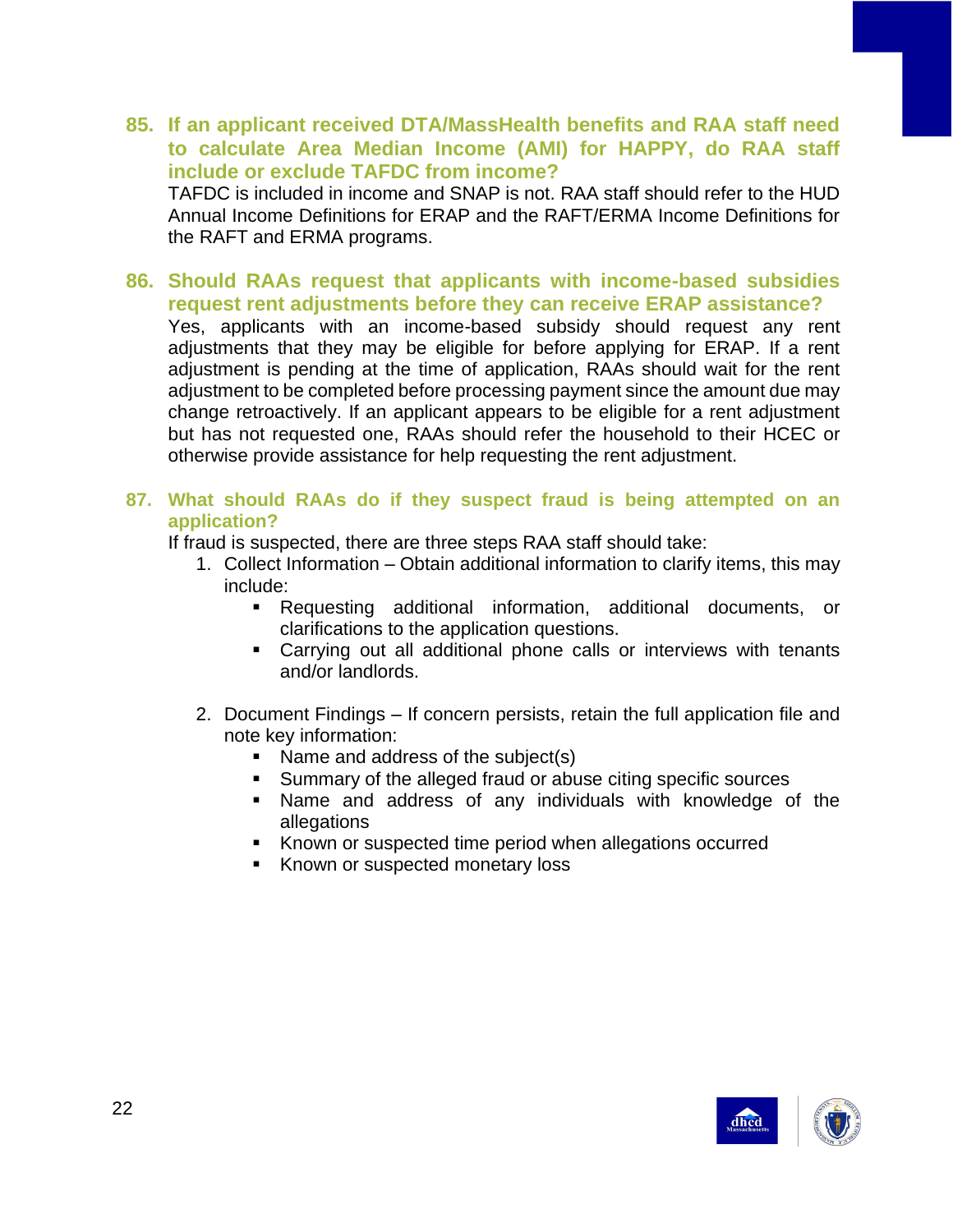### 85. If an applicant received DTA/MassHealth benefits and RAA staff need to calculate Area Median Income (AMI) for HAPPY, do RAA staff include or exclude TAFDC from income?

TAFDC is included in income and SNAP is not. RAA staff should refer to the HUD Annual Income Definitions for ERAP and the RAFT/ERMA Income Definitions for the RAFT and ERMA programs.

### 86. Should RAAs request that applicants with income-based subsidies request rent adjustments before they can receive ERAP assistance?

Yes, applicants with an income-based subsidy should request any rent adjustments that they may be eligible for before applying for ERAP. If a rent adjustment is pending at the time of application, RAAs should wait for the rent adjustment to be completed before processing payment since the amount due may change retroactively. If an applicant appears to be eligible for a rent adjustment but has not requested one, RAAs should refer the household to their HCEC or otherwise provide assistance for help requesting the rent adjustment.

### 87. What should RAAs do if they suspect fraud is being attempted on an application?

If fraud is suspected, there are three steps RAA staff should take:

1. Collect Information – Obtain additional information to clarify items, this may include:
   - Requesting additional information, additional documents, or clarifications to the application questions.
   - Carrying out all additional phone calls or interviews with tenants and/or landlords.

2. Document Findings – If concern persists, retain the full application file and note key information:
   - Name and address of the subject(s)
   - Summary of the alleged fraud or abuse citing specific sources
   - Name and address of any individuals with knowledge of the allegations
   - Known or suspected time period when allegations occurred
   - Known or suspected monetary loss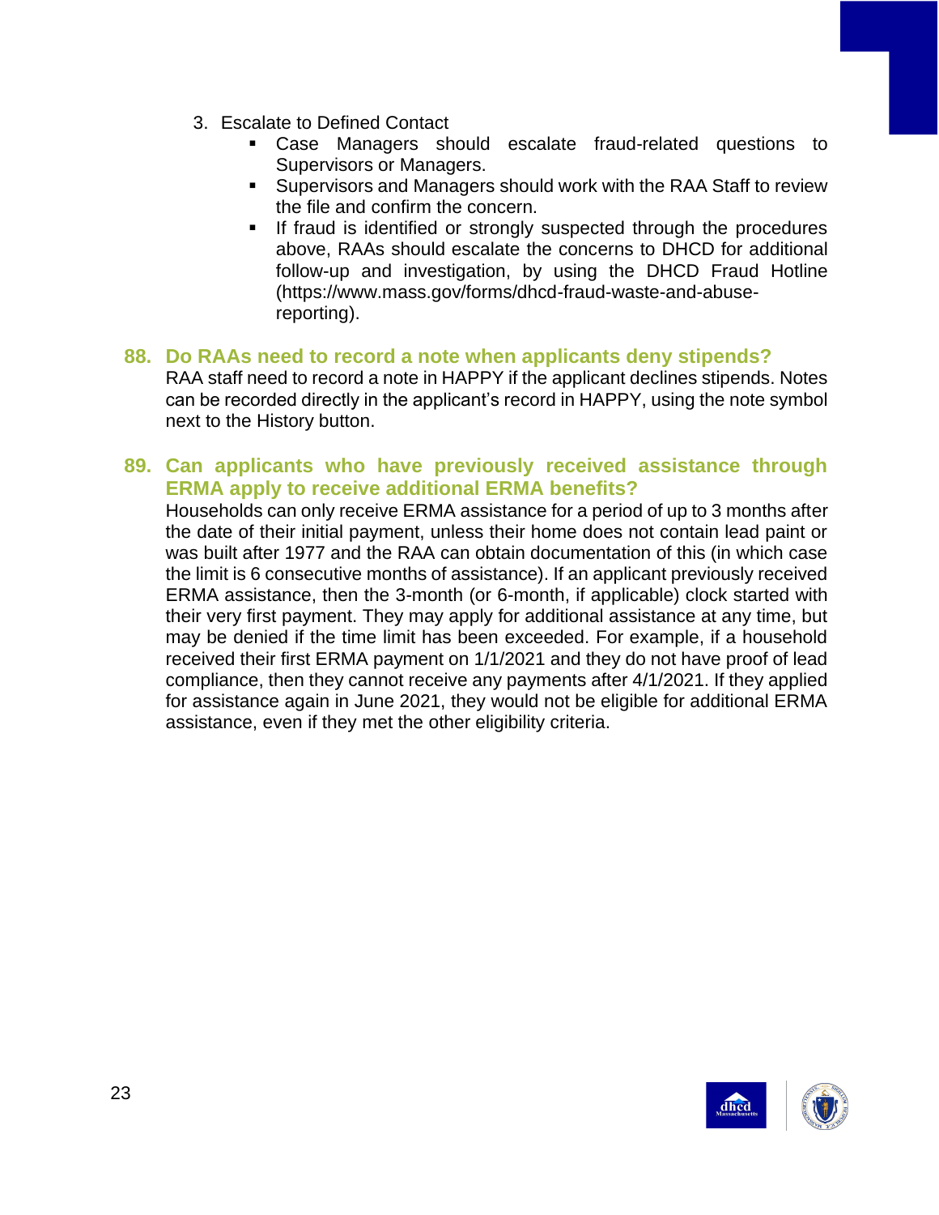3. Escalate to Defined Contact
   - Case Managers should escalate fraud-related questions to Supervisors or Managers.
   - Supervisors and Managers should work with the RAA Staff to review the file and confirm the concern.
   - If fraud is identified or strongly suspected through the procedures above, RAAs should escalate the concerns to DHCD for additional follow-up and investigation, by using the DHCD Fraud Hotline (https://www.mass.gov/forms/dhcd-fraud-waste-and-abuse-reporting).

### 88. Do RAAs need to record a note when applicants deny stipends?

RAA staff need to record a note in HAPPY if the applicant declines stipends. Notes can be recorded directly in the applicant's record in HAPPY, using the note symbol next to the History button.

### 89. Can applicants who have previously received assistance through ERMA apply to receive additional ERMA benefits?

Households can only receive ERMA assistance for a period of up to 3 months after the date of their initial payment, unless their home does not contain lead paint or was built after 1977 and the RAA can obtain documentation of this (in which case the limit is 6 consecutive months of assistance). If an applicant previously received ERMA assistance, then the 3-month (or 6-month, if applicable) clock started with their very first payment. They may apply for additional assistance at any time, but may be denied if the time limit has been exceeded. For example, if a household received their first ERMA payment on 1/1/2021 and they do not have proof of lead compliance, then they cannot receive any payments after 4/1/2021. If they applied for assistance again in June 2021, they would not be eligible for additional ERMA assistance, even if they met the other eligibility criteria.